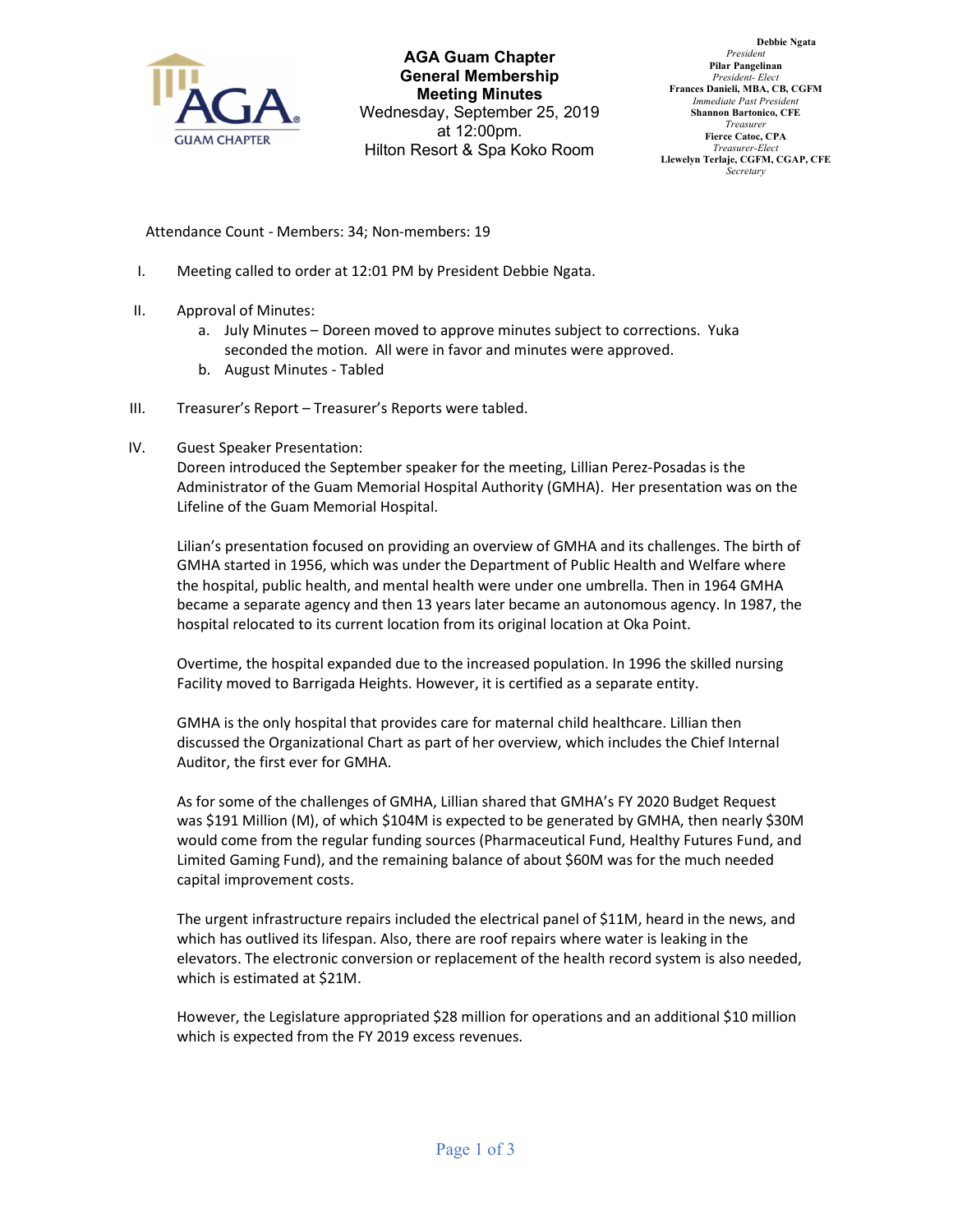# AGA Guam Chapter
## General Membership
## Meeting Minutes

Wednesday, September 25, 2019
at 12:00pm.
Hilton Resort & Spa Koko Room

**Debbie Ngata**
*President*
**Pilar Pangelinan**
*President- Elect*
**Frances Danieli, MBA, CB, CGFM**
*Immediate Past President*
**Shannon Bartonico, CFE**
*Treasurer*
**Fierce Catoc, CPA**
*Treasurer-Elect*
**Llewelyn Terlaje, CGFM, CGAP, CFE**
*Secretary*

Attendance Count - Members: 34; Non-members: 19

I. Meeting called to order at 12:01 PM by President Debbie Ngata.

II. Approval of Minutes:
   a. July Minutes – Doreen moved to approve minutes subject to corrections. Yuka seconded the motion. All were in favor and minutes were approved.
   b. August Minutes - Tabled

III. Treasurer's Report – Treasurer's Reports were tabled.

IV. Guest Speaker Presentation:
   Doreen introduced the September speaker for the meeting, Lillian Perez-Posadas is the Administrator of the Guam Memorial Hospital Authority (GMHA). Her presentation was on the Lifeline of the Guam Memorial Hospital.

   Lilian's presentation focused on providing an overview of GMHA and its challenges. The birth of GMHA started in 1956, which was under the Department of Public Health and Welfare where the hospital, public health, and mental health were under one umbrella. Then in 1964 GMHA became a separate agency and then 13 years later became an autonomous agency. In 1987, the hospital relocated to its current location from its original location at Oka Point.

   Overtime, the hospital expanded due to the increased population. In 1996 the skilled nursing Facility moved to Barrigada Heights. However, it is certified as a separate entity.

   GMHA is the only hospital that provides care for maternal child healthcare. Lillian then discussed the Organizational Chart as part of her overview, which includes the Chief Internal Auditor, the first ever for GMHA.

   As for some of the challenges of GMHA, Lillian shared that GMHA's FY 2020 Budget Request was $191 Million (M), of which $104M is expected to be generated by GMHA, then nearly $30M would come from the regular funding sources (Pharmaceutical Fund, Healthy Futures Fund, and Limited Gaming Fund), and the remaining balance of about $60M was for the much needed capital improvement costs.

   The urgent infrastructure repairs included the electrical panel of $11M, heard in the news, and which has outlived its lifespan. Also, there are roof repairs where water is leaking in the elevators. The electronic conversion or replacement of the health record system is also needed, which is estimated at $21M.

   However, the Legislature appropriated $28 million for operations and an additional $10 million which is expected from the FY 2019 excess revenues.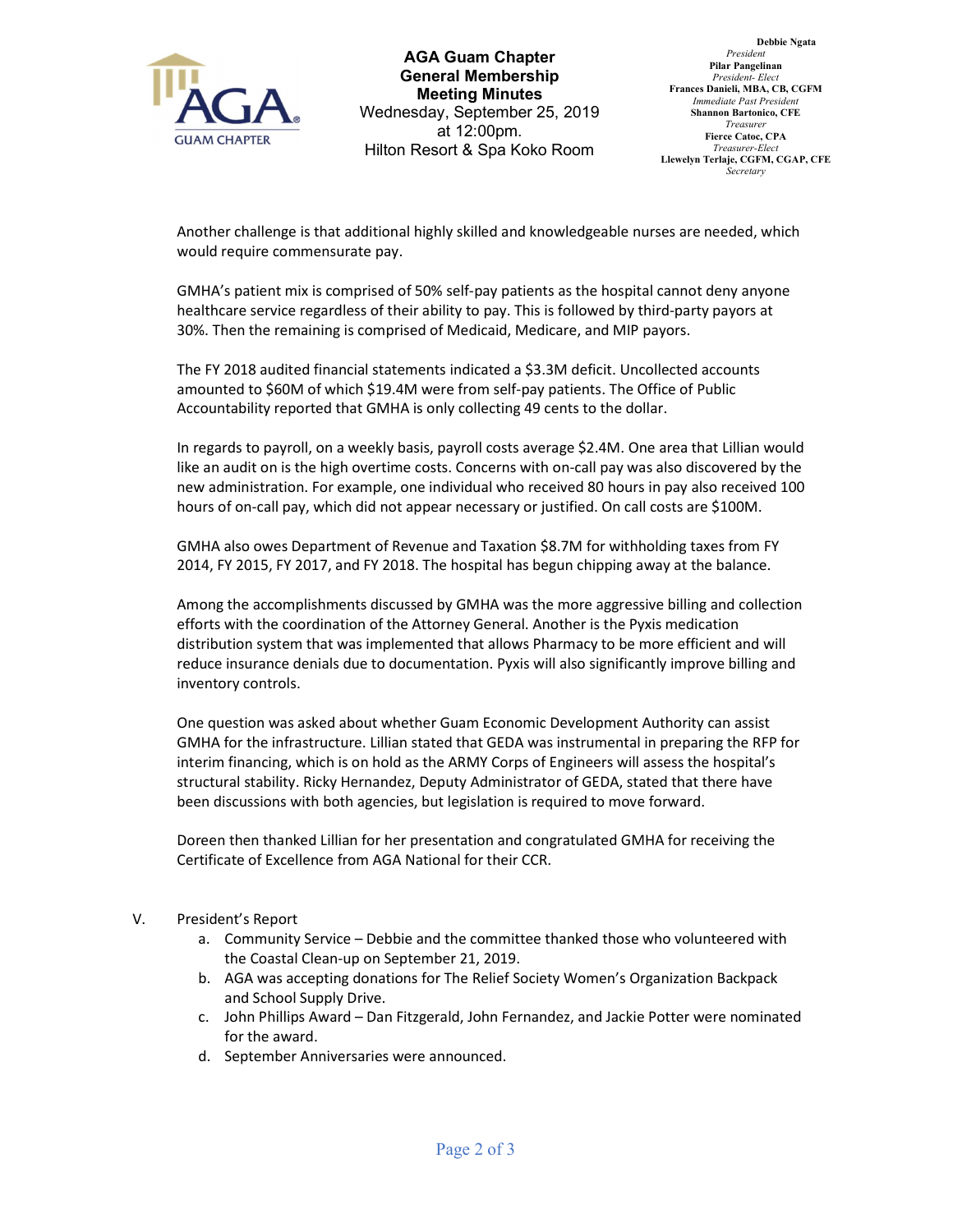Another challenge is that additional highly skilled and knowledgeable nurses are needed, which would require commensurate pay.

GMHA's patient mix is comprised of 50% self-pay patients as the hospital cannot deny anyone healthcare service regardless of their ability to pay. This is followed by third-party payors at 30%. Then the remaining is comprised of Medicaid, Medicare, and MIP payors.

The FY 2018 audited financial statements indicated a $3.3M deficit. Uncollected accounts amounted to $60M of which $19.4M were from self-pay patients. The Office of Public Accountability reported that GMHA is only collecting 49 cents to the dollar.

In regards to payroll, on a weekly basis, payroll costs average $2.4M. One area that Lillian would like an audit on is the high overtime costs. Concerns with on-call pay was also discovered by the new administration. For example, one individual who received 80 hours in pay also received 100 hours of on-call pay, which did not appear necessary or justified. On call costs are $100M.

GMHA also owes Department of Revenue and Taxation $8.7M for withholding taxes from FY 2014, FY 2015, FY 2017, and FY 2018. The hospital has begun chipping away at the balance.

Among the accomplishments discussed by GMHA was the more aggressive billing and collection efforts with the coordination of the Attorney General. Another is the Pyxis medication distribution system that was implemented that allows Pharmacy to be more efficient and will reduce insurance denials due to documentation. Pyxis will also significantly improve billing and inventory controls.

One question was asked about whether Guam Economic Development Authority can assist GMHA for the infrastructure. Lillian stated that GEDA was instrumental in preparing the RFP for interim financing, which is on hold as the ARMY Corps of Engineers will assess the hospital's structural stability. Ricky Hernandez, Deputy Administrator of GEDA, stated that there have been discussions with both agencies, but legislation is required to move forward.

Doreen then thanked Lillian for her presentation and congratulated GMHA for receiving the Certificate of Excellence from AGA National for their CCR.

V. President's Report
   a. Community Service – Debbie and the committee thanked those who volunteered with the Coastal Clean-up on September 21, 2019.
   b. AGA was accepting donations for The Relief Society Women's Organization Backpack and School Supply Drive.
   c. John Phillips Award – Dan Fitzgerald, John Fernandez, and Jackie Potter were nominated for the award.
   d. September Anniversaries were announced.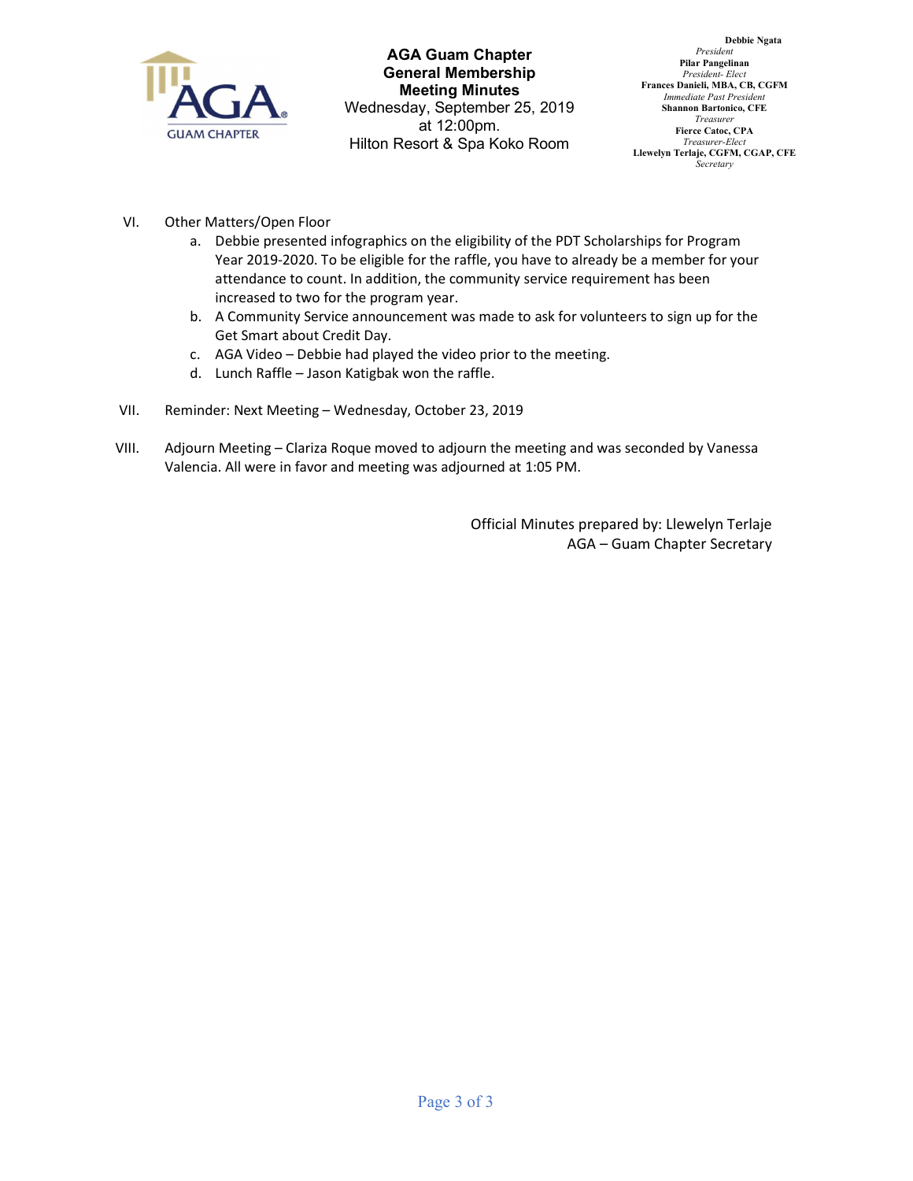**AGA Guam Chapter**
**General Membership**
**Meeting Minutes**
Wednesday, September 25, 2019
at 12:00pm.
Hilton Resort & Spa Koko Room

**Debbie Ngata**
*President*
**Pilar Pangelinan**
*President- Elect*
**Frances Danieli, MBA, CB, CGFM**
*Immediate Past President*
**Shannon Bartonico, CFE**
*Treasurer*
**Fierce Catoc, CPA**
*Treasurer-Elect*
**Llewelyn Terlaje, CGFM, CGAP, CFE**
*Secretary*

VI. Other Matters/Open Floor

a. Debbie presented infographics on the eligibility of the PDT Scholarships for Program Year 2019-2020. To be eligible for the raffle, you have to already be a member for your attendance to count. In addition, the community service requirement has been increased to two for the program year.

b. A Community Service announcement was made to ask for volunteers to sign up for the Get Smart about Credit Day.

c. AGA Video – Debbie had played the video prior to the meeting.

d. Lunch Raffle – Jason Katigbak won the raffle.

VII. Reminder: Next Meeting – Wednesday, October 23, 2019

VIII. Adjourn Meeting – Clariza Roque moved to adjourn the meeting and was seconded by Vanessa Valencia. All were in favor and meeting was adjourned at 1:05 PM.

Official Minutes prepared by: Llewelyn Terlaje
AGA – Guam Chapter Secretary